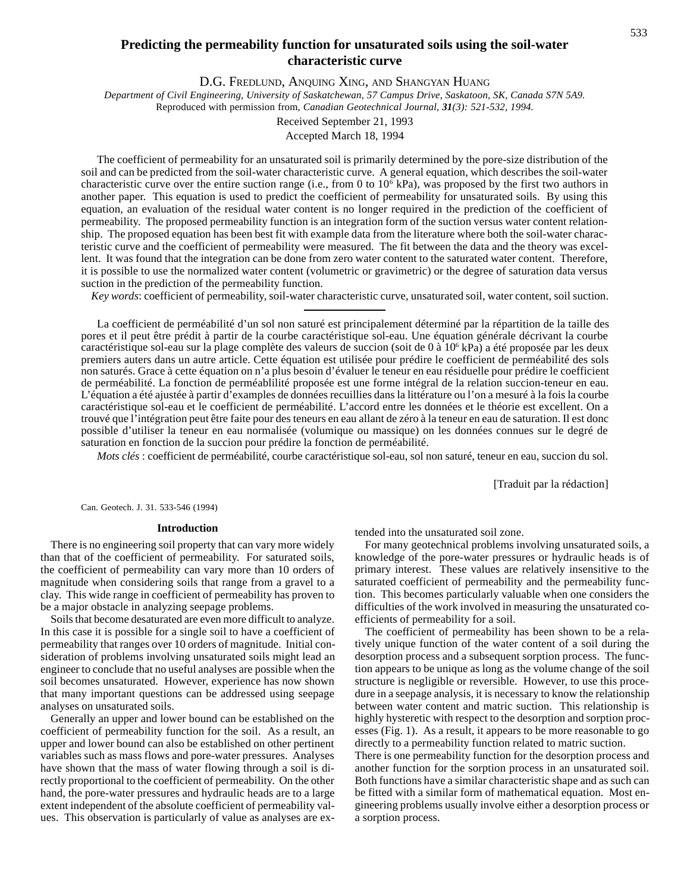# Predicting the permeability function for unsaturated soils using the soil-water characteristic curve

D.G. FREDLUND, ANQUING XING, AND SHANGYAN HUANG

*Department of Civil Engineering, University of Saskatchewan, 57 Campus Drive, Saskatoon, SK, Canada S7N 5A9.*
Reproduced with permission from, *Canadian Geotechnical Journal*, ***31****(3): 521-532, 1994.*

Received September 21, 1993

Accepted March 18, 1994

The coefficient of permeability for an unsaturated soil is primarily determined by the pore-size distribution of the soil and can be predicted from the soil-water characteristic curve. A general equation, which describes the soil-water characteristic curve over the entire suction range (i.e., from 0 to $10^6$ kPa), was proposed by the first two authors in another paper. This equation is used to predict the coefficient of permeability for unsaturated soils. By using this equation, an evaluation of the residual water content is no longer required in the prediction of the coefficient of permeability. The proposed permeability function is an integration form of the suction versus water content relationship. The proposed equation has been best fit with example data from the literature where both the soil-water characteristic curve and the coefficient of permeability were measured. The fit between the data and the theory was excellent. It was found that the integration can be done from zero water content to the saturated water content. Therefore, it is possible to use the normalized water content (volumetric or gravimetric) or the degree of saturation data versus suction in the prediction of the permeability function.

*Key words*: coefficient of permeability, soil-water characteristic curve, unsaturated soil, water content, soil suction.

La coefficient de perméabilité d'un sol non saturé est principalement déterminé par la répartition de la taille des pores et il peut être prédit à partir de la courbe caractéristique sol-eau. Une équation générale décrivant la courbe caractéristique sol-eau sur la plage complète des valeurs de succion (soit de 0 à $10^6$ kPa) a été proposée par les deux premiers auters dans un autre article. Cette équation est utilisée pour prédire le coefficient de perméabilité des sols non saturés. Grace à cette équation on n'a plus besoin d'évaluer le teneur en eau résiduelle pour prédire le coefficient de perméabilité. La fonction de perméablilité proposée est une forme intégral de la relation succion-teneur en eau. L'équation a été ajustée à partir d'examples de données recuillies dans la littérature ou l'on a mesuré à la fois la courbe caractéristique sol-eau et le coefficient de perméabilité. L'accord entre les données et la théorie est excellent. On a trouvé que l'intégration peut être faite pour des teneurs en eau allant de zéro à la teneur en eau de saturation. Il est donc possible d'utiliser la teneur en eau normalisée (volumique ou massique) on les données connues sur le degré de saturation en fonction de la succion pour prédire la fonction de perméabilité.

*Mots clés* : coefficient de perméabilité, courbe caractéristique sol-eau, sol non saturé, teneur en eau, succion du sol.

[Traduit par la rédaction]

Can. Geotech. J. 31. 533-546 (1994)

## Introduction

There is no engineering soil property that can vary more widely than that of the coefficient of permeability. For saturated soils, the coefficient of permeability can vary more than 10 orders of magnitude when considering soils that range from a gravel to a clay. This wide range in coefficient of permeability has proven to be a major obstacle in analyzing seepage problems.

Soils that become desaturated are even more difficult to analyze. In this case it is possible for a single soil to have a coefficient of permeability that ranges over 10 orders of magnitude. Initial consideration of problems involving unsaturated soils might lead an engineer to conclude that no useful analyses are possible when the soil becomes unsaturated. However, experience has now shown that many important questions can be addressed using seepage analyses on unsaturated soils.

Generally an upper and lower bound can be established on the coefficient of permeability function for the soil. As a result, an upper and lower bound can also be established on other pertinent variables such as mass flows and pore-water pressures. Analyses have shown that the mass of water flowing through a soil is directly proportional to the coefficient of permeability. On the other hand, the pore-water pressures and hydraulic heads are to a large extent independent of the absolute coefficient of permeability values. This observation is particularly of value as analyses are extended into the unsaturated soil zone.

For many geotechnical problems involving unsaturated soils, a knowledge of the pore-water pressures or hydraulic heads is of primary interest. These values are relatively insensitive to the saturated coefficient of permeability and the permeability function. This becomes particularly valuable when one considers the difficulties of the work involved in measuring the unsaturated coefficients of permeability for a soil.

The coefficient of permeability has been shown to be a relatively unique function of the water content of a soil during the desorption process and a subsequent sorption process. The function appears to be unique as long as the volume change of the soil structure is negligible or reversible. However, to use this procedure in a seepage analysis, it is necessary to know the relationship between water content and matric suction. This relationship is highly hysteretic with respect to the desorption and sorption processes (Fig. 1). As a result, it appears to be more reasonable to go directly to a permeability function related to matric suction.

There is one permeability function for the desorption process and another function for the sorption process in an unsaturated soil. Both functions have a similar characteristic shape and as such can be fitted with a similar form of mathematical equation. Most engineering problems usually involve either a desorption process or a sorption process.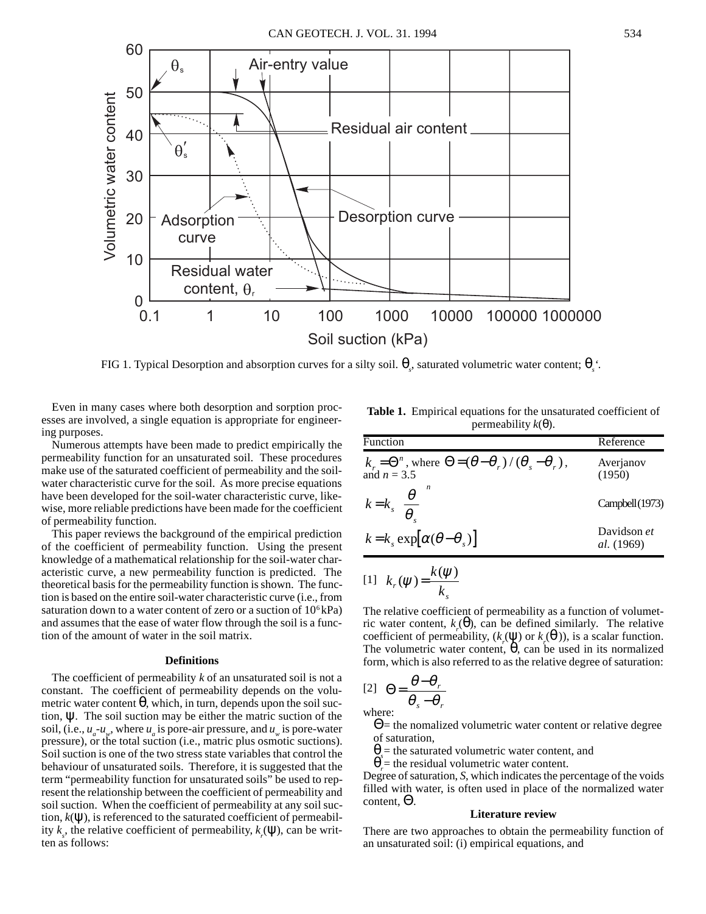FIG 1. Typical Desorption and absorption curves for a silty soil. $\theta_s$, saturated volumetric water content; $\theta_s'$.

Even in many cases where both desorption and sorption processes are involved, a single equation is appropriate for engineering purposes.

Numerous attempts have been made to predict empirically the permeability function for an unsaturated soil. These procedures make use of the saturated coefficient of permeability and the soil-water characteristic curve for the soil. As more precise equations have been developed for the soil-water characteristic curve, likewise, more reliable predictions have been made for the coefficient of permeability function.

This paper reviews the background of the empirical prediction of the coefficient of permeability function. Using the present knowledge of a mathematical relationship for the soil-water characteristic curve, a new permeability function is predicted. The theoretical basis for the permeability function is shown. The function is based on the entire soil-water characteristic curve (i.e., from saturation down to a water content of zero or a suction of $10^6$ kPa) and assumes that the ease of water flow through the soil is a function of the amount of water in the soil matrix.

### Definitions

The coefficient of permeability $k$ of an unsaturated soil is not a constant. The coefficient of permeability depends on the volumetric water content $\theta$, which, in turn, depends upon the soil suction, $\psi$. The soil suction may be either the matric suction of the soil, (i.e., $u_a$-$u_w$, where $u_a$ is pore-air pressure, and $u_w$ is pore-water pressure), or the total suction (i.e., matric plus osmotic suctions). Soil suction is one of the two stress state variables that control the behaviour of unsaturated soils. Therefore, it is suggested that the term "permeability function for unsaturated soils" be used to represent the relationship between the coefficient of permeability and soil suction. When the coefficient of permeability at any soil suction, $k(\psi)$, is referenced to the saturated coefficient of permeability $k_s$, the relative coefficient of permeability, $k_r(\psi)$, can be written as follows:

**Table 1.** Empirical equations for the unsaturated coefficient of permeability $k(\theta)$.

| Function | Reference |
|---|---|
| $k_r = \Theta^n$, where $\Theta = (\theta - \theta_r)/(\theta_s - \theta_r)$, and $n = 3.5$ | Averjanov (1950) |
| $k = k_s \left(\dfrac{\theta}{\theta_s}\right)^n$ | Campbell (1973) |
| $k = k_s \exp[\alpha(\theta - \theta_s)]$ | Davidson *et al.* (1969) |

$$k_r(\psi) = \frac{k(\psi)}{k_s} \tag{1}$$

The relative coefficient of permeability as a function of volumetric water content, $k_r(\theta)$, can be defined similarly. The relative coefficient of permeability, ($k_r(\psi)$ or $k_r(\theta)$), is a scalar function. The volumetric water content, $\theta$, can be used in its normalized form, which is also referred to as the relative degree of saturation:

$$\Theta = \frac{\theta - \theta_r}{\theta_s - \theta_r} \tag{2}$$

where:

$\Theta$ = the nomalized volumetric water content or relative degree of saturation,

$\theta_s$ = the saturated volumetric water content, and

$\theta_r$ = the residual volumetric water content.

Degree of saturation, $S$, which indicates the percentage of the voids filled with water, is often used in place of the normalized water content, $\Theta$.

### Literature review

There are two approaches to obtain the permeability function of an unsaturated soil: (i) empirical equations, and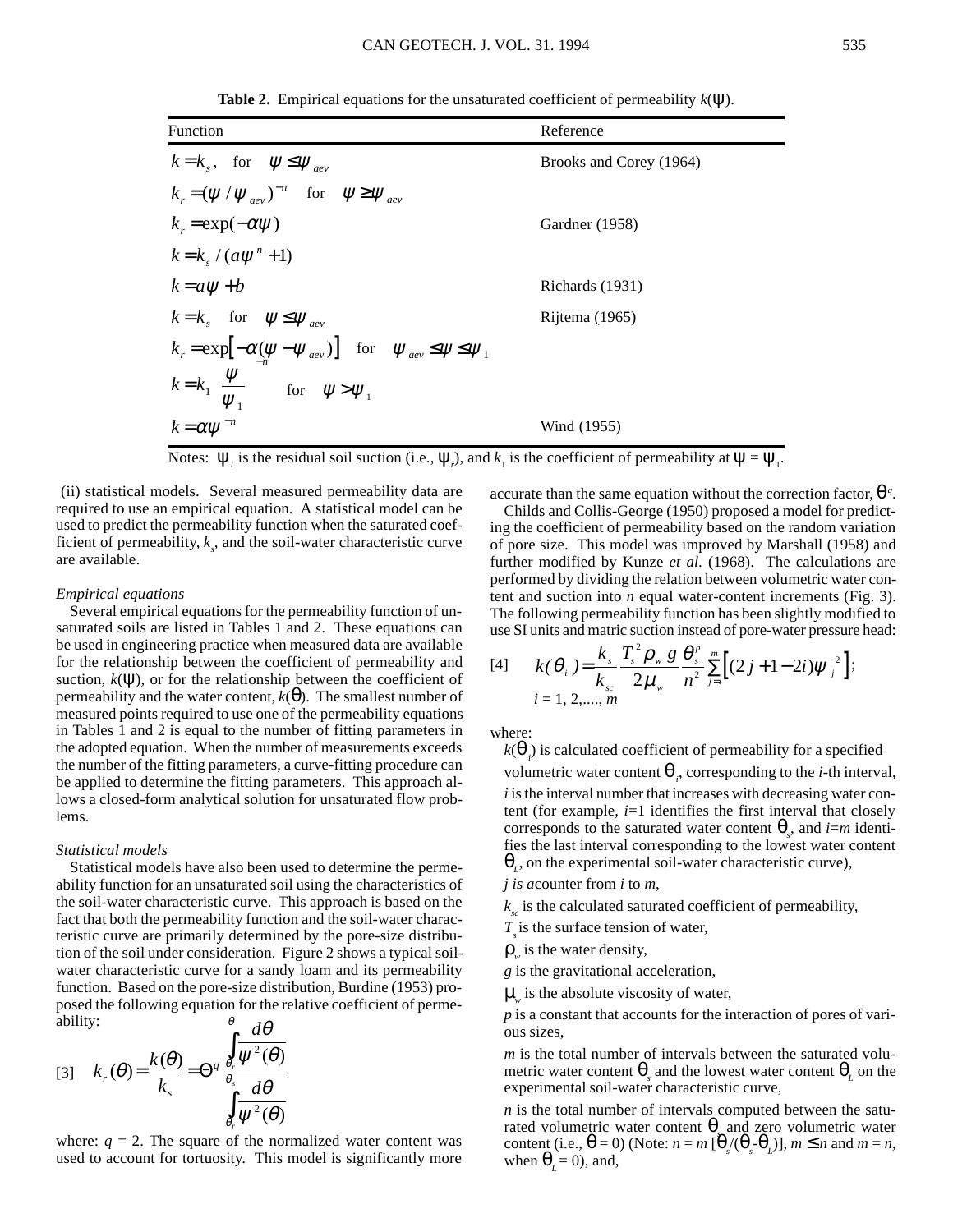**Table 2.** Empirical equations for the unsaturated coefficient of permeability $k(\psi)$.

| Function | Reference |
|---|---|
| $k = k_s, \quad \text{for} \quad \psi \le \psi_{aev}$ | Brooks and Corey (1964) |
| $k_r = (\psi / \psi_{aev})^{-n} \quad \text{for} \quad \psi \ge \psi_{aev}$ | |
| $k_r = \exp(-\alpha\psi)$ | Gardner (1958) |
| $k = k_s / (a\psi^n + 1)$ | |
| $k = a\psi + b$ | Richards (1931) |
| $k = k_s \quad \text{for} \quad \psi \le \psi_{aev}$ | Rijtema (1965) |
| $k_r = \exp[-\alpha(\psi - \psi_{aev})] \quad \text{for} \quad \psi_{aev} \le \psi \le \psi_1$ | |
| $k = k_1 \left(\frac{\psi}{\psi_1}\right)^{-n} \quad \text{for} \quad \psi > \psi_1$ | |
| $k = \alpha\psi^{-n}$ | Wind (1955) |

Notes: $\psi_1$ is the residual soil suction (i.e., $\psi_r$), and $k_1$ is the coefficient of permeability at $\psi = \psi_1$.

(ii) statistical models. Several measured permeability data are required to use an empirical equation. A statistical model can be used to predict the permeability function when the saturated coefficient of permeability, $k_s$, and the soil-water characteristic curve are available.

*Empirical equations*

Several empirical equations for the permeability function of unsaturated soils are listed in Tables 1 and 2. These equations can be used in engineering practice when measured data are available for the relationship between the coefficient of permeability and suction, $k(\psi)$, or for the relationship between the coefficient of permeability and the water content, $k(\theta)$. The smallest number of measured points required to use one of the permeability equations in Tables 1 and 2 is equal to the number of fitting parameters in the adopted equation. When the number of measurements exceeds the number of the fitting parameters, a curve-fitting procedure can be applied to determine the fitting parameters. This approach allows a closed-form analytical solution for unsaturated flow problems.

*Statistical models*

Statistical models have also been used to determine the permeability function for an unsaturated soil using the characteristics of the soil-water characteristic curve. This approach is based on the fact that both the permeability function and the soil-water characteristic curve are primarily determined by the pore-size distribution of the soil under consideration. Figure 2 shows a typical soil-water characteristic curve for a sandy loam and its permeability function. Based on the pore-size distribution, Burdine (1953) proposed the following equation for the relative coefficient of permeability:

$$[3] \quad k_r(\theta) = \frac{k(\theta)}{k_s} = \Theta^q \frac{\int_{\theta_r}^{\theta} \frac{d\theta}{\psi^2(\theta)}}{\int_{\theta_r}^{\theta_s} \frac{d\theta}{\psi^2(\theta)}}$$

where: $q = 2$. The square of the normalized water content was used to account for tortuosity. This model is significantly more accurate than the same equation without the correction factor, $\Theta^q$.

Childs and Collis-George (1950) proposed a model for predicting the coefficient of permeability based on the random variation of pore size. This model was improved by Marshall (1958) and further modified by Kunze *et al.* (1968). The calculations are performed by dividing the relation between volumetric water content and suction into $n$ equal water-content increments (Fig. 3). The following permeability function has been slightly modified to use SI units and matric suction instead of pore-water pressure head:

$$[4] \quad k(\theta_i) = \frac{k_s}{k_{sc}} \frac{T_s^2 \rho_w g}{2\mu_w} \frac{\theta_s^p}{n^2} \sum_{j=i}^{m} \left[(2j + 1 - 2i)\psi_j^{-2}\right]; \quad i = 1, 2, ...., m$$

where:

$k(\theta_i)$ is calculated coefficient of permeability for a specified volumetric water content $\theta_i$, corresponding to the $i$-th interval,

$i$ is the interval number that increases with decreasing water content (for example, $i$=1 identifies the first interval that closely corresponds to the saturated water content $\theta_s$, and $i$=$m$ identifies the last interval corresponding to the lowest water content $\theta_L$, on the experimental soil-water characteristic curve),

$j$ is acounter from $i$ to $m$,

$k_{sc}$ is the calculated saturated coefficient of permeability,

$T_s$ is the surface tension of water,

$\rho_w$ is the water density,

$g$ is the gravitational acceleration,

$\mu_w$ is the absolute viscosity of water,

$p$ is a constant that accounts for the interaction of pores of various sizes,

$m$ is the total number of intervals between the saturated volumetric water content $\theta_s$ and the lowest water content $\theta_L$ on the experimental soil-water characteristic curve,

$n$ is the total number of intervals computed between the saturated volumetric water content $\theta_s$ and zero volumetric water content (i.e., $\theta = 0$) (Note: $n = m\,[\theta_s/(\theta_s - \theta_L)]$, $m \le n$ and $m = n$, when $\theta_L = 0$), and,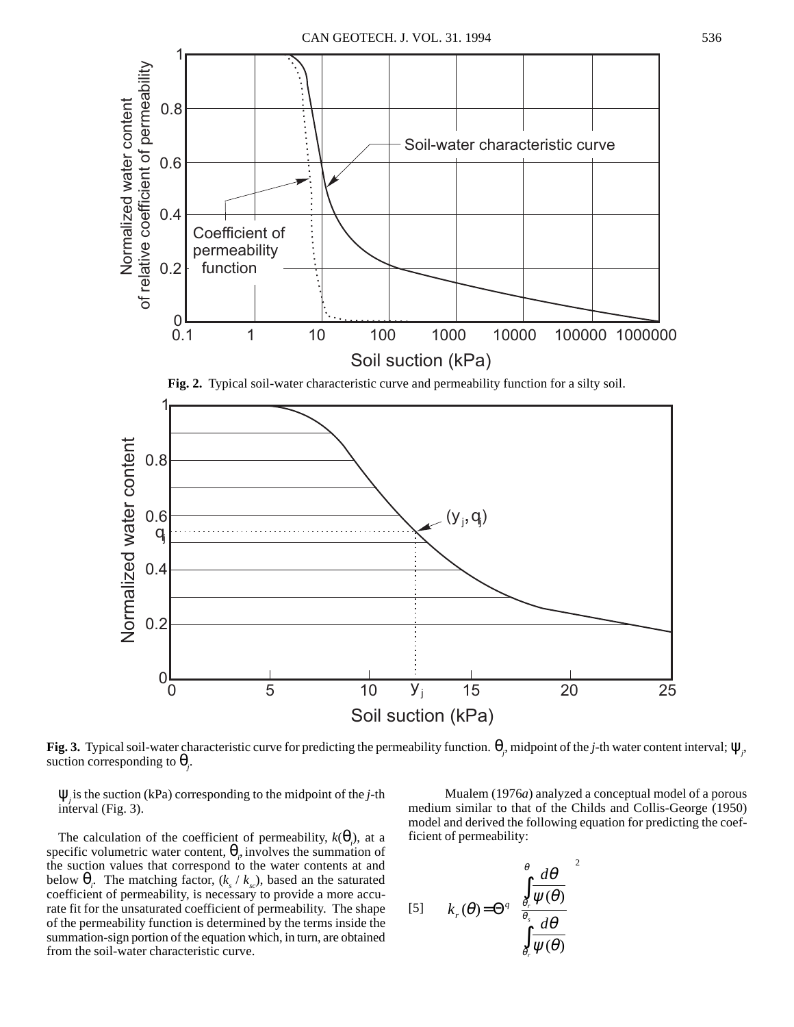**Fig. 2.** Typical soil-water characteristic curve and permeability function for a silty soil.

**Fig. 3.** Typical soil-water characteristic curve for predicting the permeability function. $\theta_j$, midpoint of the *j*-th water content interval; $\psi_j$, suction corresponding to $\theta_j$.

$\psi_j$ is the suction (kPa) corresponding to the midpoint of the *j*-th interval (Fig. 3).

The calculation of the coefficient of permeability, $k(\theta_i)$, at a specific volumetric water content, $\theta_i$, involves the summation of the suction values that correspond to the water contents at and below $\theta_i$. The matching factor, $(k_s / k_{sc})$, based an the saturated coefficient of permeability, is necessary to provide a more accurate fit for the unsaturated coefficient of permeability. The shape of the permeability function is determined by the terms inside the summation-sign portion of the equation which, in turn, are obtained from the soil-water characteristic curve.

Mualem (1976*a*) analyzed a conceptual model of a porous medium similar to that of the Childs and Collis-George (1950) model and derived the following equation for predicting the coefficient of permeability:

$$[5] \qquad k_r(\theta) = \Theta^q \left[ \frac{\int_{\theta_r}^{\theta} \frac{d\theta}{\psi(\theta)}}{\int_{\theta_r}^{\theta_s} \frac{d\theta}{\psi(\theta)}} \right]^2$$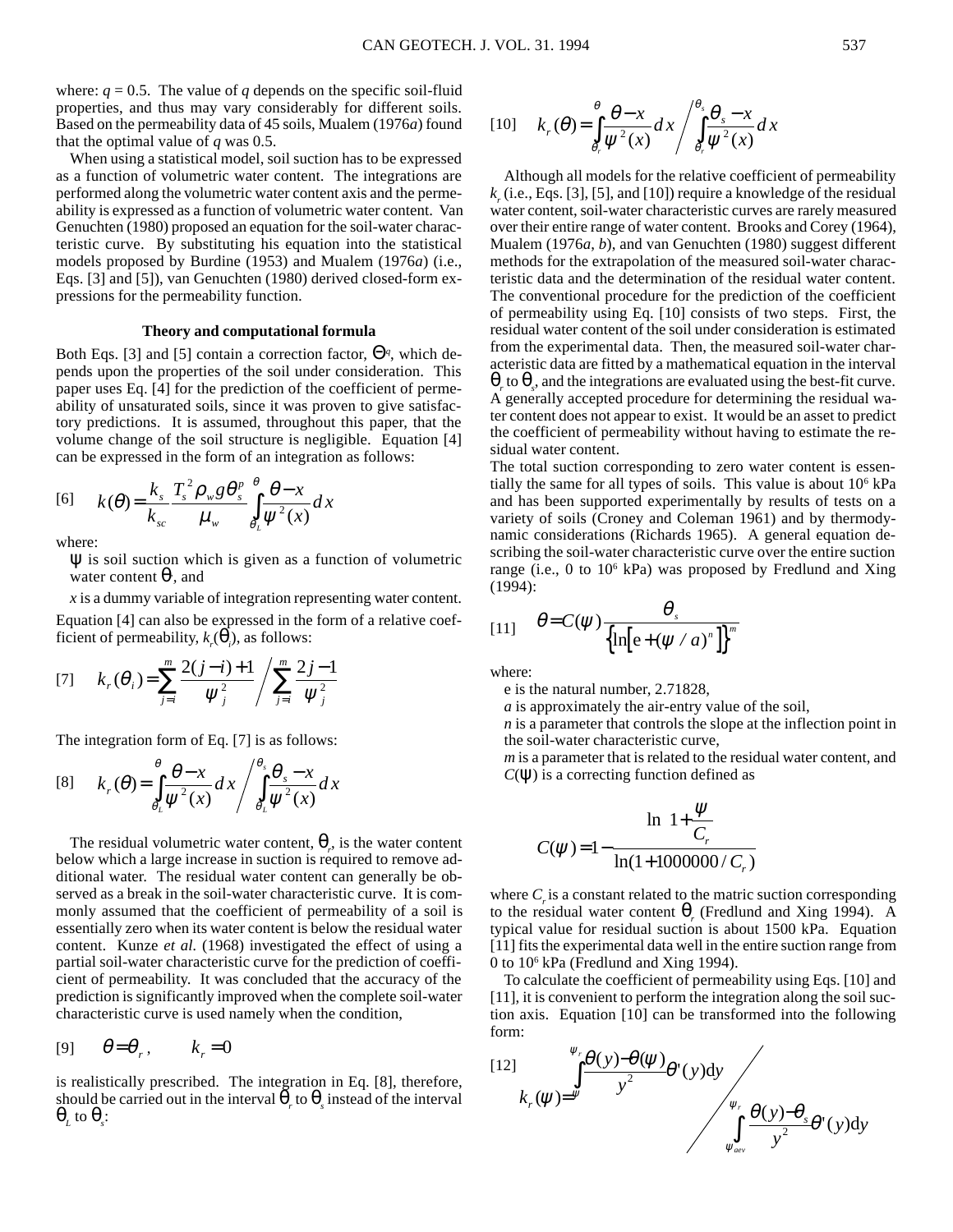where: $q = 0.5$. The value of $q$ depends on the specific soil-fluid properties, and thus may vary considerably for different soils. Based on the permeability data of 45 soils, Mualem (1976*a*) found that the optimal value of $q$ was 0.5.

When using a statistical model, soil suction has to be expressed as a function of volumetric water content. The integrations are performed along the volumetric water content axis and the permeability is expressed as a function of volumetric water content. Van Genuchten (1980) proposed an equation for the soil-water characteristic curve. By substituting his equation into the statistical models proposed by Burdine (1953) and Mualem (1976*a*) (i.e., Eqs. [3] and [5]), van Genuchten (1980) derived closed-form expressions for the permeability function.

### Theory and computational formula

Both Eqs. [3] and [5] contain a correction factor, $\Theta^q$, which depends upon the properties of the soil under consideration. This paper uses Eq. [4] for the prediction of the coefficient of permeability of unsaturated soils, since it was proven to give satisfactory predictions. It is assumed, throughout this paper, that the volume change of the soil structure is negligible. Equation [4] can be expressed in the form of an integration as follows:

$$[6] \quad k(\theta) = \frac{k_s}{k_{sc}} \frac{T_s^2 \rho_w g \theta_s^p}{\mu_w} \int_{\theta_L}^{\theta} \frac{\theta - x}{\psi^2(x)} dx$$

where:

$\psi$ is soil suction which is given as a function of volumetric water content $\theta$, and

$x$ is a dummy variable of integration representing water content.

Equation [4] can also be expressed in the form of a relative coefficient of permeability, $k_r(\theta_i)$, as follows:

$$[7] \quad k_r(\theta_i) = \sum_{j=i}^{m} \frac{2(j-i)+1}{\psi_j^2} \Bigg/ \sum_{j=1}^{m} \frac{2j-1}{\psi_j^2}$$

The integration form of Eq. [7] is as follows:

$$[8] \quad k_r(\theta) = \int_{\theta_L}^{\theta} \frac{\theta - x}{\psi^2(x)} dx \Bigg/ \int_{\theta_L}^{\theta_s} \frac{\theta_s - x}{\psi^2(x)} dx$$

The residual volumetric water content, $\theta_r$, is the water content below which a large increase in suction is required to remove additional water. The residual water content can generally be observed as a break in the soil-water characteristic curve. It is commonly assumed that the coefficient of permeability of a soil is essentially zero when its water content is below the residual water content. Kunze *et al.* (1968) investigated the effect of using a partial soil-water characteristic curve for the prediction of coefficient of permeability. It was concluded that the accuracy of the prediction is significantly improved when the complete soil-water characteristic curve is used namely when the condition,

$$[9] \quad \theta = \theta_r, \qquad k_r = 0$$

is realistically prescribed. The integration in Eq. [8], therefore, should be carried out in the interval $\theta_r$ to $\theta_s$ instead of the interval $\theta_L$ to $\theta_s$:

$$[10] \quad k_r(\theta) = \int_{\theta_r}^{\theta} \frac{\theta - x}{\psi^2(x)} dx \Bigg/ \int_{\theta_r}^{\theta_s} \frac{\theta_s - x}{\psi^2(x)} dx$$

Although all models for the relative coefficient of permeability $k_r$ (i.e., Eqs. [3], [5], and [10]) require a knowledge of the residual water content, soil-water characteristic curves are rarely measured over their entire range of water content. Brooks and Corey (1964), Mualem (1976*a*, *b*), and van Genuchten (1980) suggest different methods for the extrapolation of the measured soil-water characteristic data and the determination of the residual water content. The conventional procedure for the prediction of the coefficient of permeability using Eq. [10] consists of two steps. First, the residual water content of the soil under consideration is estimated from the experimental data. Then, the measured soil-water characteristic data are fitted by a mathematical equation in the interval $\theta_r$ to $\theta_s$, and the integrations are evaluated using the best-fit curve. A generally accepted procedure for determining the residual water content does not appear to exist. It would be an asset to predict the coefficient of permeability without having to estimate the residual water content.

The total suction corresponding to zero water content is essentially the same for all types of soils. This value is about $10^6$ kPa and has been supported experimentally by results of tests on a variety of soils (Croney and Coleman 1961) and by thermodynamic considerations (Richards 1965). A general equation describing the soil-water characteristic curve over the entire suction range (i.e., 0 to $10^6$ kPa) was proposed by Fredlund and Xing (1994):

$$[11] \quad \theta = C(\psi) \frac{\theta_s}{\left\{\ln\left[e + (\psi / a)^n\right]\right\}^m}$$

where:

e is the natural number, 2.71828,

$a$ is approximately the air-entry value of the soil,

$n$ is a parameter that controls the slope at the inflection point in the soil-water characteristic curve,

$m$ is a parameter that is related to the residual water content, and

$C(\psi)$ is a correcting function defined as

$$C(\psi) = 1 - \frac{\ln\left(1 + \dfrac{\psi}{C_r}\right)}{\ln(1 + 1000000 / C_r)}$$

where $C_r$ is a constant related to the matric suction corresponding to the residual water content $\theta_r$ (Fredlund and Xing 1994). A typical value for residual suction is about 1500 kPa. Equation [11] fits the experimental data well in the entire suction range from 0 to $10^6$ kPa (Fredlund and Xing 1994).

To calculate the coefficient of permeability using Eqs. [10] and [11], it is convenient to perform the integration along the soil suction axis. Equation [10] can be transformed into the following form:

$$[12] \quad k_r(\psi) = \int_{\psi}^{\psi_r} \frac{\theta(y) - \theta(\psi)}{y^2} \theta'(y) \mathrm{d}y \Bigg/ \int_{\psi_{aev}}^{\psi_r} \frac{\theta(y) - \theta_s}{y^2} \theta'(y) \mathrm{d}y$$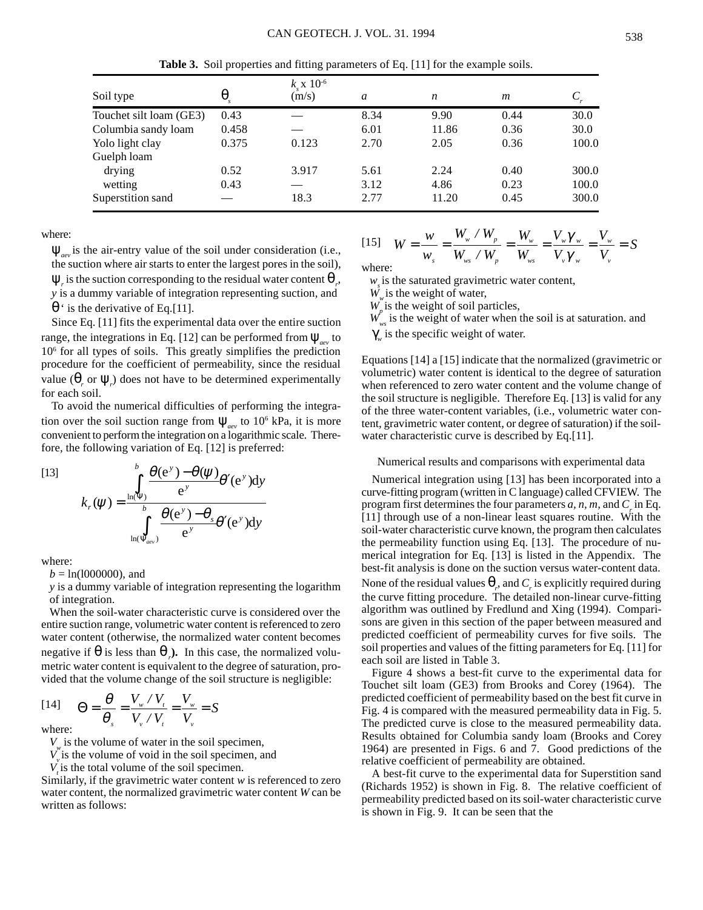**Table 3.** Soil properties and fitting parameters of Eq. [11] for the example soils.

| Soil type | $\theta_s$ | $k_s$ x $10^{-6}$ (m/s) | $a$ | $n$ | $m$ | $C_r$ |
|---|---|---|---|---|---|---|
| Touchet silt loam (GE3) | 0.43 | — | 8.34 | 9.90 | 0.44 | 30.0 |
| Columbia sandy loam | 0.458 | — | 6.01 | 11.86 | 0.36 | 30.0 |
| Yolo light clay | 0.375 | 0.123 | 2.70 | 2.05 | 0.36 | 100.0 |
| Guelph loam | | | | | | |
| drying | 0.52 | 3.917 | 5.61 | 2.24 | 0.40 | 300.0 |
| wetting | 0.43 | — | 3.12 | 4.86 | 0.23 | 100.0 |
| Superstition sand | — | 18.3 | 2.77 | 11.20 | 0.45 | 300.0 |

where:

$\psi_{aev}$ is the air-entry value of the soil under consideration (i.e., the suction where air starts to enter the largest pores in the soil),

$\psi_r$ is the suction corresponding to the residual water content $\theta_r$,

$y$ is a dummy variable of integration representing suction, and

$\theta'$ is the derivative of Eq.[11].

Since Eq. [11] fits the experimental data over the entire suction range, the integrations in Eq. [12] can be performed from $\psi_{aev}$ to $10^6$ for all types of soils. This greatly simplifies the prediction procedure for the coefficient of permeability, since the residual value ($\theta_r$ or $\psi_r$) does not have to be determined experimentally for each soil.

To avoid the numerical difficulties of performing the integration over the soil suction range from $\psi_{aev}$ to $10^6$ kPa, it is more convenient to perform the integration on a logarithmic scale. Therefore, the following variation of Eq. [12] is preferred:

$$[13] \qquad k_r(\psi) = \frac{\displaystyle\int_{\ln(\psi)}^{b} \frac{\theta(e^y) - \theta(\psi)}{e^y}\theta'(e^y)dy}{\displaystyle\int_{\ln(\psi_{aev})}^{b} \frac{\theta(e^y) - \theta_s}{e^y}\theta'(e^y)dy}$$

where:

$b = \ln(1000000)$, and

$y$ is a dummy variable of integration representing the logarithm of integration.

When the soil-water characteristic curve is considered over the entire suction range, volumetric water content is referenced to zero water content (otherwise, the normalized water content becomes negative if $\theta$ is less than $\theta_r$**).** In this case, the normalized volumetric water content is equivalent to the degree of saturation, provided that the volume change of the soil structure is negligible:

$$[14] \qquad \Theta = \frac{\theta}{\theta_s} = \frac{V_w / V_t}{V_v / V_t} = \frac{V_w}{V_v} = S$$

where:

$V_w$ is the volume of water in the soil specimen,

$V_v$ is the volume of void in the soil specimen, and

$V_t$ is the total volume of the soil specimen.

Similarly, if the gravimetric water content $w$ is referenced to zero water content, the normalized gravimetric water content $W$ can be written as follows:

$$[15] \qquad W = \frac{w}{w_s} = \frac{W_w / W_p}{W_{ws} / W_p} = \frac{W_w}{W_{ws}} = \frac{V_w \gamma_w}{V_v \gamma_w} = \frac{V_w}{V_v} = S$$

where:

$w_s$ is the saturated gravimetric water content,

$W_w$ is the weight of water,

$W_p$ is the weight of soil particles,

$W_{ws}$ is the weight of water when the soil is at saturation. and

$\gamma_w$ is the specific weight of water.

Equations [14] a [15] indicate that the normalized (gravimetric or volumetric) water content is identical to the degree of saturation when referenced to zero water content and the volume change of the soil structure is negligible. Therefore Eq. [13] is valid for any of the three water-content variables, (i.e., volumetric water content, gravimetric water content, or degree of saturation) if the soil-water characteristic curve is described by Eq.[11].

## Numerical results and comparisons with experimental data

Numerical integration using [13] has been incorporated into a curve-fitting program (written in C language) called CFVIEW. The program first determines the four parameters $a$, $n$, $m$, and $C_r$ in Eq. [11] through use of a non-linear least squares routine. With the soil-water characteristic curve known, the program then calculates the permeability function using Eq. [13]. The procedure of numerical integration for Eq. [13] is listed in the Appendix. The best-fit analysis is done on the suction versus water-content data. None of the residual values $\theta_r$, and $C_r$ is explicitly required during the curve fitting procedure. The detailed non-linear curve-fitting algorithm was outlined by Fredlund and Xing (1994). Comparisons are given in this section of the paper between measured and predicted coefficient of permeability curves for five soils. The soil properties and values of the fitting parameters for Eq. [11] for each soil are listed in Table 3.

Figure 4 shows a best-fit curve to the experimental data for Touchet silt loam (GE3) from Brooks and Corey (1964). The predicted coefficient of permeability based on the best fit curve in Fig. 4 is compared with the measured permeability data in Fig. 5. The predicted curve is close to the measured permeability data. Results obtained for Columbia sandy loam (Brooks and Corey 1964) are presented in Figs. 6 and 7. Good predictions of the relative coefficient of permeability are obtained.

A best-fit curve to the experimental data for Superstition sand (Richards 1952) is shown in Fig. 8. The relative coefficient of permeability predicted based on its soil-water characteristic curve is shown in Fig. 9. It can be seen that the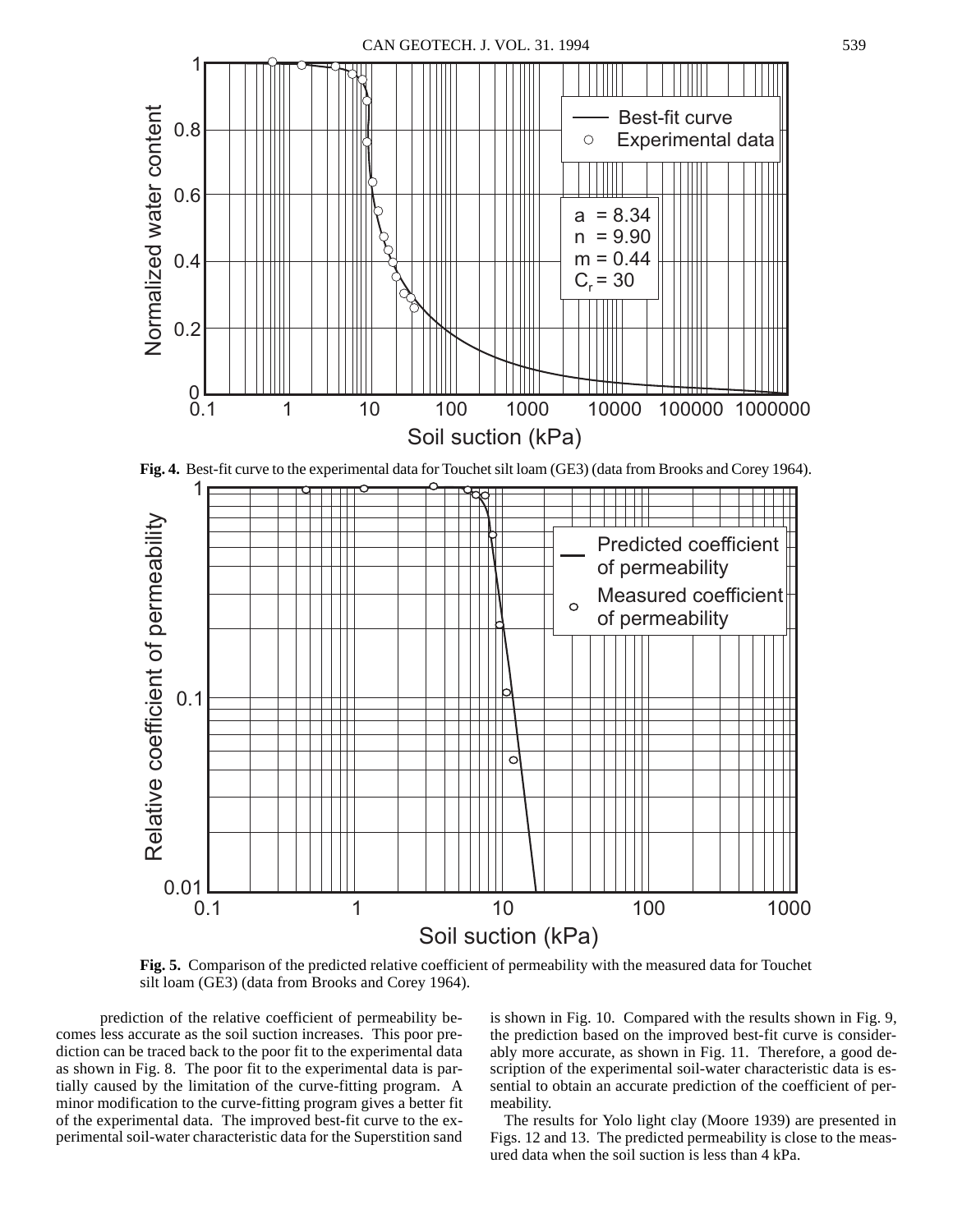**Fig. 4.** Best-fit curve to the experimental data for Touchet silt loam (GE3) (data from Brooks and Corey 1964).

**Fig. 5.** Comparison of the predicted relative coefficient of permeability with the measured data for Touchet silt loam (GE3) (data from Brooks and Corey 1964).

prediction of the relative coefficient of permeability becomes less accurate as the soil suction increases. This poor prediction can be traced back to the poor fit to the experimental data as shown in Fig. 8. The poor fit to the experimental data is partially caused by the limitation of the curve-fitting program. A minor modification to the curve-fitting program gives a better fit of the experimental data. The improved best-fit curve to the experimental soil-water characteristic data for the Superstition sand is shown in Fig. 10. Compared with the results shown in Fig. 9, the prediction based on the improved best-fit curve is considerably more accurate, as shown in Fig. 11. Therefore, a good description of the experimental soil-water characteristic data is essential to obtain an accurate prediction of the coefficient of permeability.

The results for Yolo light clay (Moore 1939) are presented in Figs. 12 and 13. The predicted permeability is close to the measured data when the soil suction is less than 4 kPa.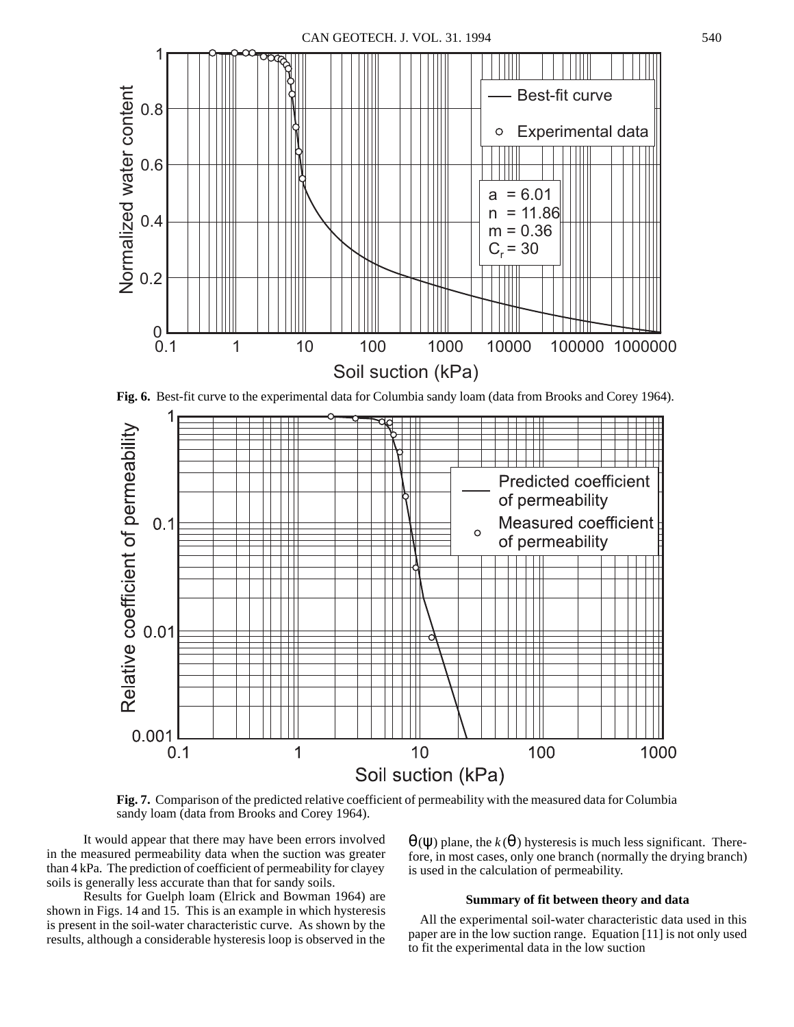Fig. 6. Best-fit curve to the experimental data for Columbia sandy loam (data from Brooks and Corey 1964).

Fig. 7. Comparison of the predicted relative coefficient of permeability with the measured data for Columbia sandy loam (data from Brooks and Corey 1964).

It would appear that there may have been errors involved in the measured permeability data when the suction was greater than 4 kPa. The prediction of coefficient of permeability for clayey soils is generally less accurate than that for sandy soils.

Results for Guelph loam (Elrick and Bowman 1964) are shown in Figs. 14 and 15. This is an example in which hysteresis is present in the soil-water characteristic curve. As shown by the results, although a considerable hysteresis loop is observed in the $\theta(\psi)$ plane, the $k(\theta)$ hysteresis is much less significant. Therefore, in most cases, only one branch (normally the drying branch) is used in the calculation of permeability.

### Summary of fit between theory and data

All the experimental soil-water characteristic data used in this paper are in the low suction range. Equation [11] is not only used to fit the experimental data in the low suction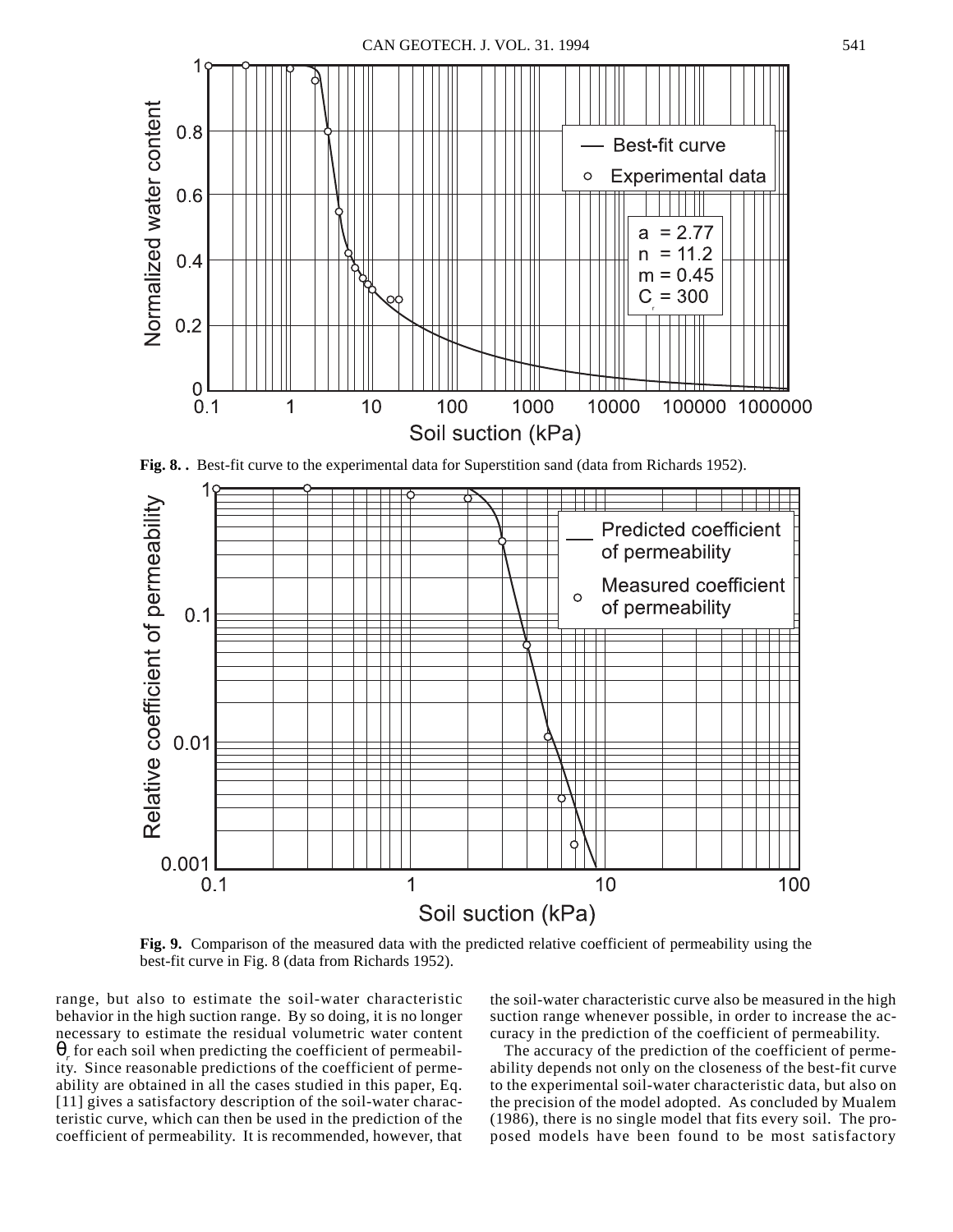**Fig. 8. .** Best-fit curve to the experimental data for Superstition sand (data from Richards 1952).

**Fig. 9.** Comparison of the measured data with the predicted relative coefficient of permeability using the best-fit curve in Fig. 8 (data from Richards 1952).

range, but also to estimate the soil-water characteristic behavior in the high suction range. By so doing, it is no longer necessary to estimate the residual volumetric water content $\theta_r$ for each soil when predicting the coefficient of permeability. Since reasonable predictions of the coefficient of permeability are obtained in all the cases studied in this paper, Eq. [11] gives a satisfactory description of the soil-water characteristic curve, which can then be used in the prediction of the coefficient of permeability. It is recommended, however, that the soil-water characteristic curve also be measured in the high suction range whenever possible, in order to increase the accuracy in the prediction of the coefficient of permeability.

The accuracy of the prediction of the coefficient of permeability depends not only on the closeness of the best-fit curve to the experimental soil-water characteristic data, but also on the precision of the model adopted. As concluded by Mualem (1986), there is no single model that fits every soil. The proposed models have been found to be most satisfactory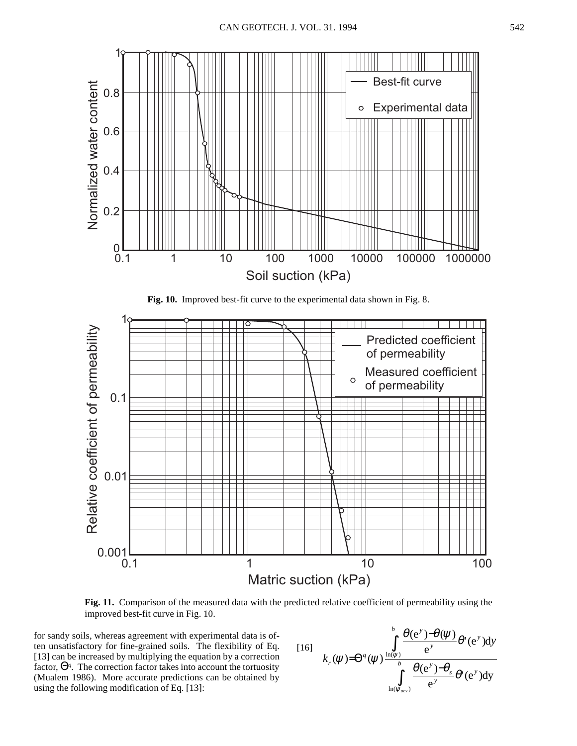Fig. 10. Improved best-fit curve to the experimental data shown in Fig. 8.

Fig. 11. Comparison of the measured data with the predicted relative coefficient of permeability using the improved best-fit curve in Fig. 10.

for sandy soils, whereas agreement with experimental data is often unsatisfactory for fine-grained soils. The flexibility of Eq. [13] can be increased by multiplying the equation by a correction factor, $\Theta^q$. The correction factor takes into account the tortuosity (Mualem 1986). More accurate predictions can be obtained by using the following modification of Eq. [13]:

$$[16] \quad k_r(\psi) = \Theta^q(\psi) \frac{\displaystyle\int_{\ln(\psi)}^{b} \frac{\theta(e^y) - \theta(\psi)}{e^y} \theta'(e^y) dy}{\displaystyle\int_{\ln(\psi_{aev})}^{b} \frac{\theta(e^y) - \theta_s}{e^y} \theta'(e^y) dy}$$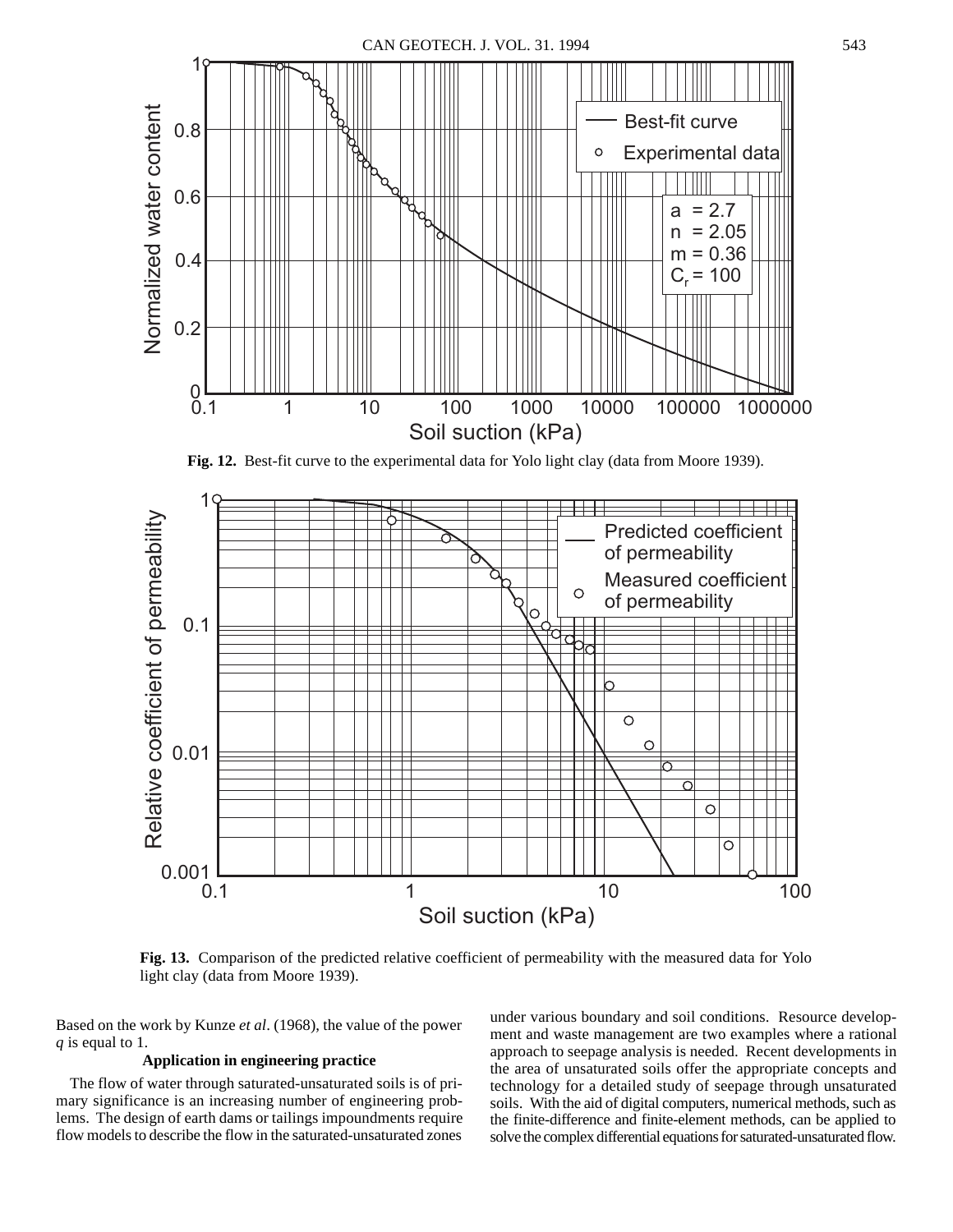**Fig. 12.** Best-fit curve to the experimental data for Yolo light clay (data from Moore 1939).

**Fig. 13.** Comparison of the predicted relative coefficient of permeability with the measured data for Yolo light clay (data from Moore 1939).

Based on the work by Kunze *et al*. (1968), the value of the power $q$ is equal to 1.

### Application in engineering practice

The flow of water through saturated-unsaturated soils is of primary significance is an increasing number of engineering problems. The design of earth dams or tailings impoundments require flow models to describe the flow in the saturated-unsaturated zones under various boundary and soil conditions. Resource development and waste management are two examples where a rational approach to seepage analysis is needed. Recent developments in the area of unsaturated soils offer the appropriate concepts and technology for a detailed study of seepage through unsaturated soils. With the aid of digital computers, numerical methods, such as the finite-difference and finite-element methods, can be applied to solve the complex differential equations for saturated-unsaturated flow.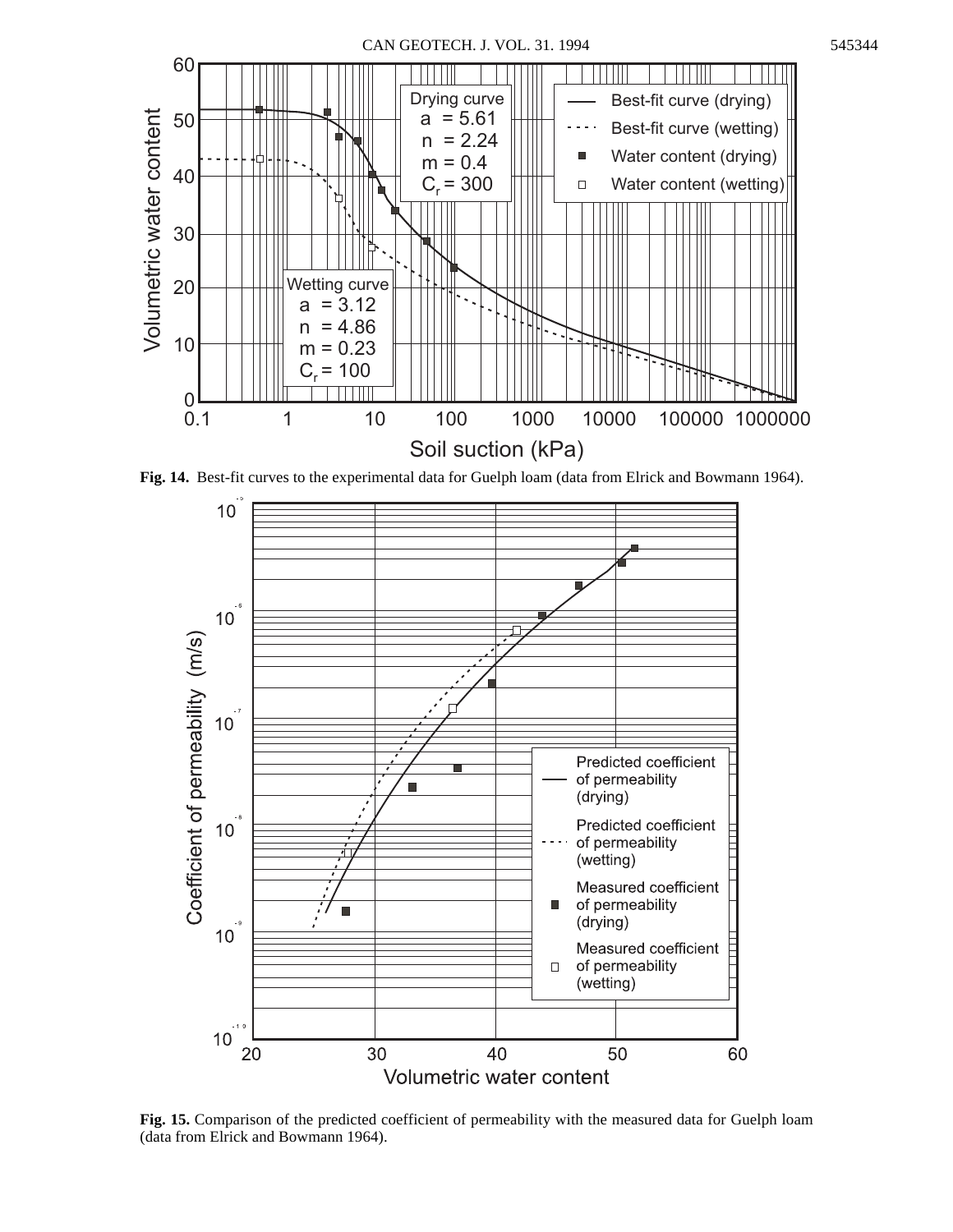**Fig. 14.** Best-fit curves to the experimental data for Guelph loam (data from Elrick and Bowmann 1964).

**Fig. 15.** Comparison of the predicted coefficient of permeability with the measured data for Guelph loam (data from Elrick and Bowmann 1964).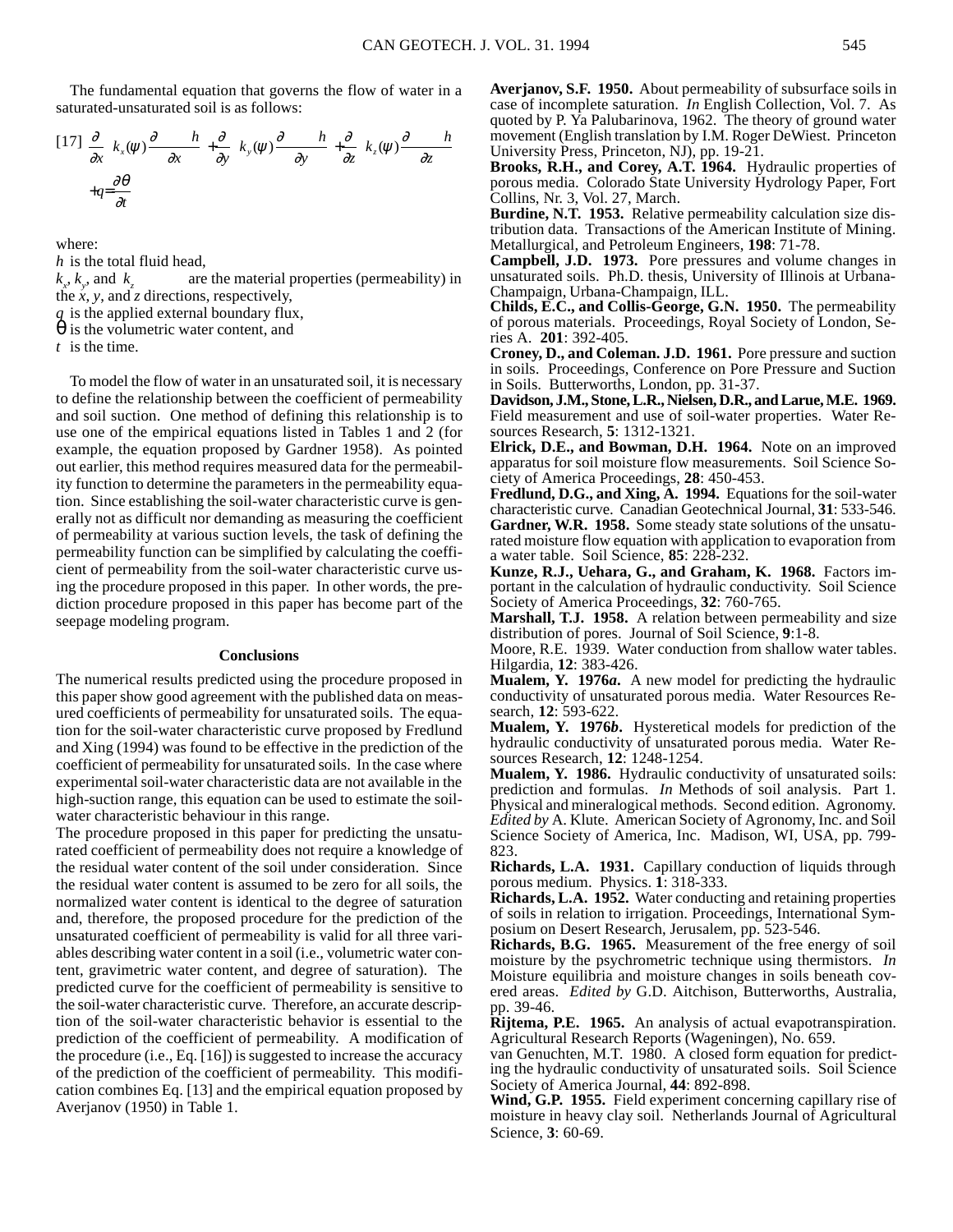The fundamental equation that governs the flow of water in a saturated-unsaturated soil is as follows:

$$[17]\quad \frac{\partial}{\partial x}\left(k_x(\psi)\frac{\partial h}{\partial x}\right)+\frac{\partial}{\partial y}\left(k_y(\psi)\frac{\partial h}{\partial y}\right)+\frac{\partial}{\partial z}\left(k_z(\psi)\frac{\partial h}{\partial z}\right)+q=\frac{\partial\theta}{\partial t}$$

where:

$h$ is the total fluid head,
$k_x$, $k_y$, and $k_z$ are the material properties (permeability) in the $x$, $y$, and $z$ directions, respectively,
$q$ is the applied external boundary flux,
$\theta$ is the volumetric water content, and
$t$ is the time.

To model the flow of water in an unsaturated soil, it is necessary to define the relationship between the coefficient of permeability and soil suction. One method of defining this relationship is to use one of the empirical equations listed in Tables 1 and 2 (for example, the equation proposed by Gardner 1958). As pointed out earlier, this method requires measured data for the permeability function to determine the parameters in the permeability equation. Since establishing the soil-water characteristic curve is generally not as difficult nor demanding as measuring the coefficient of permeability at various suction levels, the task of defining the permeability function can be simplified by calculating the coefficient of permeability from the soil-water characteristic curve using the procedure proposed in this paper. In other words, the prediction procedure proposed in this paper has become part of the seepage modeling program.

## Conclusions

The numerical results predicted using the procedure proposed in this paper show good agreement with the published data on measured coefficients of permeability for unsaturated soils. The equation for the soil-water characteristic curve proposed by Fredlund and Xing (1994) was found to be effective in the prediction of the coefficient of permeability for unsaturated soils. In the case where experimental soil-water characteristic data are not available in the high-suction range, this equation can be used to estimate the soil-water characteristic behaviour in this range.

The procedure proposed in this paper for predicting the unsaturated coefficient of permeability does not require a knowledge of the residual water content of the soil under consideration. Since the residual water content is assumed to be zero for all soils, the normalized water content is identical to the degree of saturation and, therefore, the proposed procedure for the prediction of the unsaturated coefficient of permeability is valid for all three variables describing water content in a soil (i.e., volumetric water content, gravimetric water content, and degree of saturation). The predicted curve for the coefficient of permeability is sensitive to the soil-water characteristic curve. Therefore, an accurate description of the soil-water characteristic behavior is essential to the prediction of the coefficient of permeability. A modification of the procedure (i.e., Eq. [16]) is suggested to increase the accuracy of the prediction of the coefficient of permeability. This modification combines Eq. [13] and the empirical equation proposed by Averjanov (1950) in Table 1.

**Averjanov, S.F. 1950.** About permeability of subsurface soils in case of incomplete saturation. *In* English Collection, Vol. 7. As quoted by P. Ya Palubarinova, 1962. The theory of ground water movement (English translation by I.M. Roger DeWiest. Princeton University Press, Princeton, NJ), pp. 19-21.

**Brooks, R.H., and Corey, A.T. 1964.** Hydraulic properties of porous media. Colorado State University Hydrology Paper, Fort Collins, Nr. 3, Vol. 27, March.

**Burdine, N.T. 1953.** Relative permeability calculation size distribution data. Transactions of the American Institute of Mining. Metallurgical, and Petroleum Engineers, **198**: 71-78.

**Campbell, J.D. 1973.** Pore pressures and volume changes in unsaturated soils. Ph.D. thesis, University of Illinois at Urbana-Champaign, Urbana-Champaign, ILL.

**Childs, E.C., and Collis-George, G.N. 1950.** The permeability of porous materials. Proceedings, Royal Society of London, Series A. **201**: 392-405.

**Croney, D., and Coleman. J.D. 1961.** Pore pressure and suction in soils. Proceedings, Conference on Pore Pressure and Suction in Soils. Butterworths, London, pp. 31-37.

**Davidson, J.M., Stone, L.R., Nielsen, D.R., and Larue, M.E. 1969.** Field measurement and use of soil-water properties. Water Resources Research, **5**: 1312-1321.

**Elrick, D.E., and Bowman, D.H. 1964.** Note on an improved apparatus for soil moisture flow measurements. Soil Science Society of America Proceedings, **28**: 450-453.

**Fredlund, D.G., and Xing, A. 1994.** Equations for the soil-water characteristic curve. Canadian Geotechnical Journal, **31**: 533-546.

**Gardner, W.R. 1958.** Some steady state solutions of the unsaturated moisture flow equation with application to evaporation from a water table. Soil Science, **85**: 228-232.

**Kunze, R.J., Uehara, G., and Graham, K. 1968.** Factors important in the calculation of hydraulic conductivity. Soil Science Society of America Proceedings, **32**: 760-765.

**Marshall, T.J. 1958.** A relation between permeability and size distribution of pores. Journal of Soil Science, **9**:1-8.

Moore, R.E. 1939. Water conduction from shallow water tables. Hilgardia, **12**: 383-426.

**Mualem, Y. 1976*a*.** A new model for predicting the hydraulic conductivity of unsaturated porous media. Water Resources Research, **12**: 593-622.

**Mualem, Y. 1976*b*.** Hysteretical models for prediction of the hydraulic conductivity of unsaturated porous media. Water Resources Research, **12**: 1248-1254.

**Mualem, Y. 1986.** Hydraulic conductivity of unsaturated soils: prediction and formulas. *In* Methods of soil analysis. Part 1. Physical and mineralogical methods. Second edition. Agronomy. *Edited by* A. Klute. American Society of Agronomy, Inc. and Soil Science Society of America, Inc. Madison, WI, USA, pp. 799-823.

**Richards, L.A. 1931.** Capillary conduction of liquids through porous medium. Physics. **1**: 318-333.

**Richards, L.A. 1952.** Water conducting and retaining properties of soils in relation to irrigation. Proceedings, International Symposium on Desert Research, Jerusalem, pp. 523-546.

**Richards, B.G. 1965.** Measurement of the free energy of soil moisture by the psychrometric technique using thermistors. *In* Moisture equilibria and moisture changes in soils beneath covered areas. *Edited by* G.D. Aitchison, Butterworths, Australia, pp. 39-46.

**Rijtema, P.E. 1965.** An analysis of actual evapotranspiration. Agricultural Research Reports (Wageningen), No. 659.

van Genuchten, M.T. 1980. A closed form equation for predicting the hydraulic conductivity of unsaturated soils. Soil Science Society of America Journal, **44**: 892-898.

**Wind, G.P. 1955.** Field experiment concerning capillary rise of moisture in heavy clay soil. Netherlands Journal of Agricultural Science, **3**: 60-69.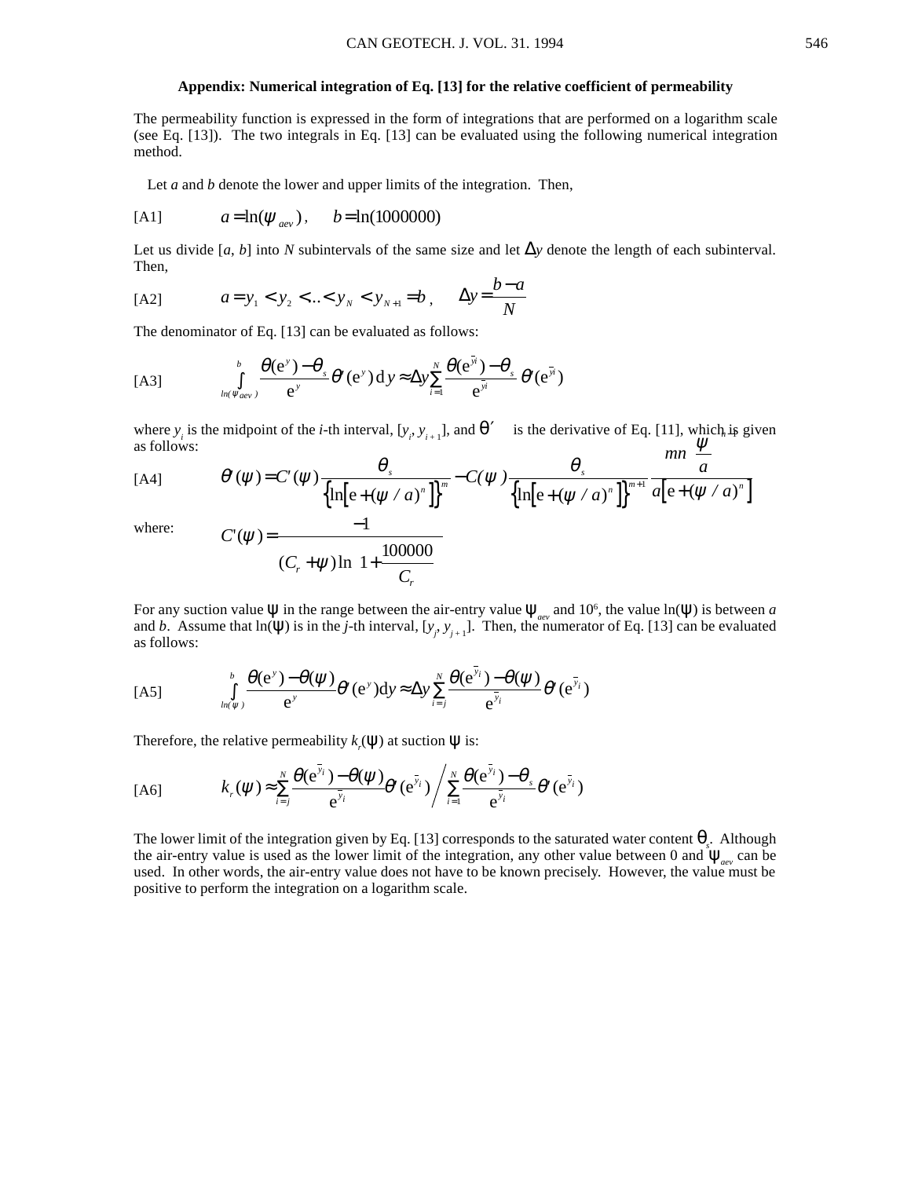## Appendix: Numerical integration of Eq. [13] for the relative coefficient of permeability

The permeability function is expressed in the form of integrations that are performed on a logarithm scale (see Eq. [13]). The two integrals in Eq. [13] can be evaluated using the following numerical integration method.

Let $a$ and $b$ denote the lower and upper limits of the integration. Then,

$$a = \ln(\psi_{aev}), \quad b = \ln(1000000) \tag{A1}$$

Let us divide $[a, b]$ into $N$ subintervals of the same size and let $\Delta y$ denote the length of each subinterval. Then,

$$a = y_1 < y_2 < .. < y_N < y_{N+1} = b, \quad \Delta y = \frac{b-a}{N} \tag{A2}$$

The denominator of Eq. [13] can be evaluated as follows:

$$\int_{\ln(\psi_{aev})}^{b} \frac{\theta(e^y) - \theta_s}{e^y} \theta'(e^y)\, dy \approx \Delta y \sum_{i=1}^{N} \frac{\theta(e^{\bar{y}_i}) - \theta_s}{e^{\bar{y}_i}} \theta'(e^{\bar{y}_i}) \tag{A3}$$

where $\bar{y}_i$ is the midpoint of the $i$-th interval, $[y_i, y_{i+1}]$, and $\theta'$ is the derivative of Eq. [11], which is given as follows:

$$\theta'(\psi) = C'(\psi) \frac{\theta_s}{\left\{\ln\left[e + (\psi/a)^n\right]\right\}^m} - C(\psi) \frac{\theta_s}{\left\{\ln\left[e + (\psi/a)^n\right]\right\}^{m+1}} \frac{mn\left(\frac{\psi}{a}\right)^{n-1}}{a\left[e + (\psi/a)^n\right]} \tag{A4}$$

where:
$$C'(\psi) = \frac{-1}{(C_r + \psi)\ln\left(1 + \frac{1000000}{C_r}\right)}$$

For any suction value $\psi$ in the range between the air-entry value $\psi_{aev}$ and $10^6$, the value $\ln(\psi)$ is between $a$ and $b$. Assume that $\ln(\psi)$ is in the $j$-th interval, $[y_j, y_{j+1}]$. Then, the numerator of Eq. [13] can be evaluated as follows:

$$\int_{\ln(\psi)}^{b} \frac{\theta(e^y) - \theta(\psi)}{e^y} \theta'(e^y)\, dy \approx \Delta y \sum_{i=j}^{N} \frac{\theta(e^{\bar{y}_i}) - \theta(\psi)}{e^{\bar{y}_i}} \theta'(e^{\bar{y}_i}) \tag{A5}$$

Therefore, the relative permeability $k_r(\psi)$ at suction $\psi$ is:

$$k_r(\psi) \approx \sum_{i=j}^{N} \frac{\theta(e^{\bar{y}_i}) - \theta(\psi)}{e^{\bar{y}_i}} \theta'(e^{\bar{y}_i}) \Bigg/ \sum_{i=1}^{N} \frac{\theta(e^{\bar{y}_i}) - \theta_s}{e^{\bar{y}_i}} \theta'(e^{\bar{y}_i}) \tag{A6}$$

The lower limit of the integration given by Eq. [13] corresponds to the saturated water content $\theta_s$. Although the air-entry value is used as the lower limit of the integration, any other value between 0 and $\psi_{aev}$ can be used. In other words, the air-entry value does not have to be known precisely. However, the value must be positive to perform the integration on a logarithm scale.